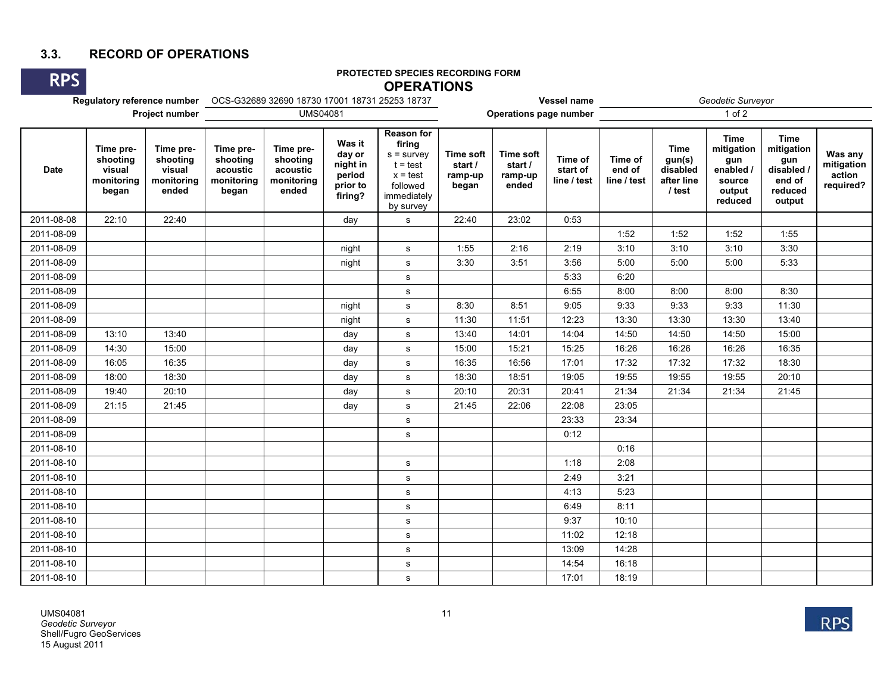## 3.3. RECORD OF OPERATIONS

RPS

**PROTECTED SPECIES RECORDING FORM**

**OPERATIONS**

**Regulatory reference number** OCS-G32689 32690 18730 17001 18731 25253 18737

**Vessel name** *Geodetic Surveyor*

**Project number** UMS04081

**Operations page number** 1 of 2

| Date | Time pre-shooting visual monitoring began | Time pre-shooting visual monitoring ended | Time pre-shooting acoustic monitoring began | Time pre-shooting acoustic monitoring ended | Was it day or night in period prior to firing? | Reason for firing s = survey t = test x = test followed immediately by survey | Time soft start / ramp-up began | Time soft start / ramp-up ended | Time of start of line / test | Time of end of line / test | Time gun(s) disabled after line / test | Time mitigation gun enabled / source output reduced | Time mitigation gun disabled / end of reduced output | Was any mitigation action required? |
|---|---|---|---|---|---|---|---|---|---|---|---|---|---|---|
| 2011-08-08 | 22:10 | 22:40 | | | day | s | 22:40 | 23:02 | 0:53 | | | | | |
| 2011-08-09 | | | | | | | | | | 1:52 | 1:52 | 1:52 | 1:55 | |
| 2011-08-09 | | | | | night | s | 1:55 | 2:16 | 2:19 | 3:10 | 3:10 | 3:10 | 3:30 | |
| 2011-08-09 | | | | | night | s | 3:30 | 3:51 | 3:56 | 5:00 | 5:00 | 5:00 | 5:33 | |
| 2011-08-09 | | | | | | s | | | 5:33 | 6:20 | | | | |
| 2011-08-09 | | | | | | s | | | 6:55 | 8:00 | 8:00 | 8:00 | 8:30 | |
| 2011-08-09 | | | | | night | s | 8:30 | 8:51 | 9:05 | 9:33 | 9:33 | 9:33 | 11:30 | |
| 2011-08-09 | | | | | night | s | 11:30 | 11:51 | 12:23 | 13:30 | 13:30 | 13:30 | 13:40 | |
| 2011-08-09 | 13:10 | 13:40 | | | day | s | 13:40 | 14:01 | 14:04 | 14:50 | 14:50 | 14:50 | 15:00 | |
| 2011-08-09 | 14:30 | 15:00 | | | day | s | 15:00 | 15:21 | 15:25 | 16:26 | 16:26 | 16:26 | 16:35 | |
| 2011-08-09 | 16:05 | 16:35 | | | day | s | 16:35 | 16:56 | 17:01 | 17:32 | 17:32 | 17:32 | 18:30 | |
| 2011-08-09 | 18:00 | 18:30 | | | day | s | 18:30 | 18:51 | 19:05 | 19:55 | 19:55 | 19:55 | 20:10 | |
| 2011-08-09 | 19:40 | 20:10 | | | day | s | 20:10 | 20:31 | 20:41 | 21:34 | 21:34 | 21:34 | 21:45 | |
| 2011-08-09 | 21:15 | 21:45 | | | day | s | 21:45 | 22:06 | 22:08 | 23:05 | | | | |
| 2011-08-09 | | | | | | s | | | 23:33 | 23:34 | | | | |
| 2011-08-09 | | | | | | s | | | 0:12 | | | | | |
| 2011-08-10 | | | | | | | | | | 0:16 | | | | |
| 2011-08-10 | | | | | | s | | | 1:18 | 2:08 | | | | |
| 2011-08-10 | | | | | | s | | | 2:49 | 3:21 | | | | |
| 2011-08-10 | | | | | | s | | | 4:13 | 5:23 | | | | |
| 2011-08-10 | | | | | | s | | | 6:49 | 8:11 | | | | |
| 2011-08-10 | | | | | | s | | | 9:37 | 10:10 | | | | |
| 2011-08-10 | | | | | | s | | | 11:02 | 12:18 | | | | |
| 2011-08-10 | | | | | | s | | | 13:09 | 14:28 | | | | |
| 2011-08-10 | | | | | | s | | | 14:54 | 16:18 | | | | |
| 2011-08-10 | | | | | | s | | | 17:01 | 18:19 | | | | |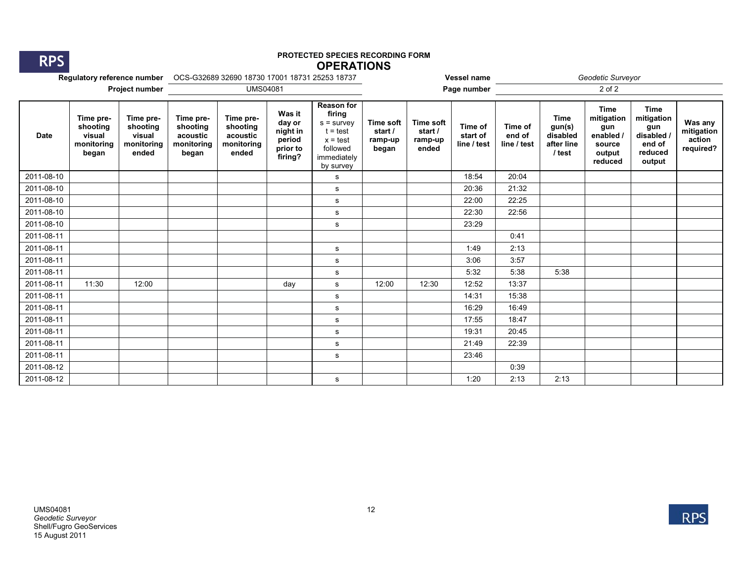**PROTECTED SPECIES RECORDING FORM**

## OPERATIONS

**Regulatory reference number** OCS-G32689 32690 18730 17001 18731 25253 18737

**Project number** UMS04081

**Vessel name** *Geodetic Surveyor*

**Page number** 2 of 2

| Date | Time pre-shooting visual monitoring began | Time pre-shooting visual monitoring ended | Time pre-shooting acoustic monitoring began | Time pre-shooting acoustic monitoring ended | Was it day or night in period prior to firing? | Reason for firing s = survey t = test x = test followed immediately by survey | Time soft start / ramp-up began | Time soft start / ramp-up ended | Time of start of line / test | Time of end of line / test | Time gun(s) disabled after line / test | Time mitigation gun enabled / source output reduced | Time mitigation gun disabled / end of reduced output | Was any mitigation action required? |
|---|---|---|---|---|---|---|---|---|---|---|---|---|---|---|
| 2011-08-10 | | | | | | s | | | 18:54 | 20:04 | | | | |
| 2011-08-10 | | | | | | s | | | 20:36 | 21:32 | | | | |
| 2011-08-10 | | | | | | s | | | 22:00 | 22:25 | | | | |
| 2011-08-10 | | | | | | s | | | 22:30 | 22:56 | | | | |
| 2011-08-10 | | | | | | s | | | 23:29 | | | | | |
| 2011-08-11 | | | | | | | | | | 0:41 | | | | |
| 2011-08-11 | | | | | | s | | | 1:49 | 2:13 | | | | |
| 2011-08-11 | | | | | | s | | | 3:06 | 3:57 | | | | |
| 2011-08-11 | | | | | | s | | | 5:32 | 5:38 | 5:38 | | | |
| 2011-08-11 | 11:30 | 12:00 | | | day | s | 12:00 | 12:30 | 12:52 | 13:37 | | | | |
| 2011-08-11 | | | | | | s | | | 14:31 | 15:38 | | | | |
| 2011-08-11 | | | | | | s | | | 16:29 | 16:49 | | | | |
| 2011-08-11 | | | | | | s | | | 17:55 | 18:47 | | | | |
| 2011-08-11 | | | | | | s | | | 19:31 | 20:45 | | | | |
| 2011-08-11 | | | | | | s | | | 21:49 | 22:39 | | | | |
| 2011-08-11 | | | | | | s | | | 23:46 | | | | | |
| 2011-08-12 | | | | | | | | | | 0:39 | | | | |
| 2011-08-12 | | | | | | s | | | 1:20 | 2:13 | 2:13 | | | |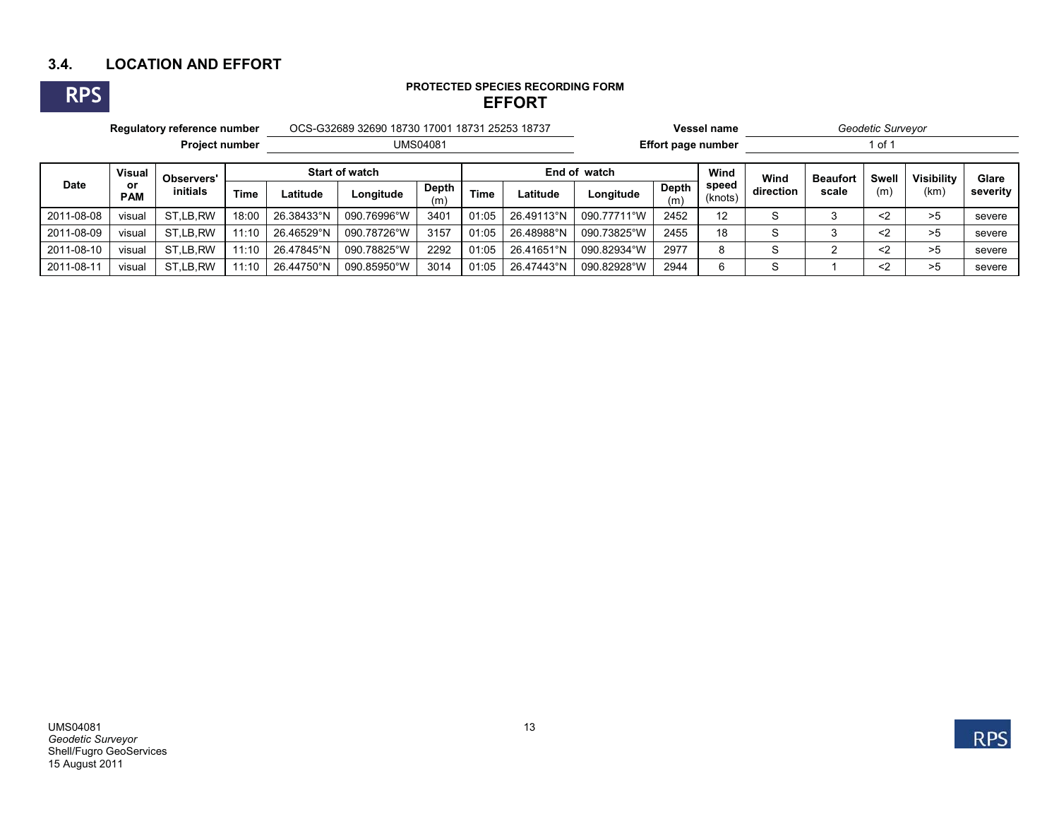### 3.4. LOCATION AND EFFORT

**PROTECTED SPECIES RECORDING FORM**

**EFFORT**

**Regulatory reference number** OCS-G32689 32690 18730 17001 18731 25253 18737

**Vessel name** *Geodetic Surveyor*

**Project number** UMS04081

**Effort page number** 1 of 1

| Date | Visual or PAM | Observers' initials | Start of watch | | | | End of watch | | | | Wind speed (knots) | Wind direction | Beaufort scale | Swell (m) | Visibility (km) | Glare severity |
|---|---|---|---|---|---|---|---|---|---|---|---|---|---|---|---|---|
| | | | Time | Latitude | Longitude | Depth (m) | Time | Latitude | Longitude | Depth (m) | | | | | | |
| 2011-08-08 | visual | ST,LB,RW | 18:00 | 26.38433°N | 090.76996°W | 3401 | 01:05 | 26.49113°N | 090.77711°W | 2452 | 12 | S | 3 | <2 | >5 | severe |
| 2011-08-09 | visual | ST,LB,RW | 11:10 | 26.46529°N | 090.78726°W | 3157 | 01:05 | 26.48988°N | 090.73825°W | 2455 | 18 | S | 3 | <2 | >5 | severe |
| 2011-08-10 | visual | ST,LB,RW | 11:10 | 26.47845°N | 090.78825°W | 2292 | 01:05 | 26.41651°N | 090.82934°W | 2977 | 8 | S | 2 | <2 | >5 | severe |
| 2011-08-11 | visual | ST,LB,RW | 11:10 | 26.44750°N | 090.85950°W | 3014 | 01:05 | 26.47443°N | 090.82928°W | 2944 | 6 | S | 1 | <2 | >5 | severe |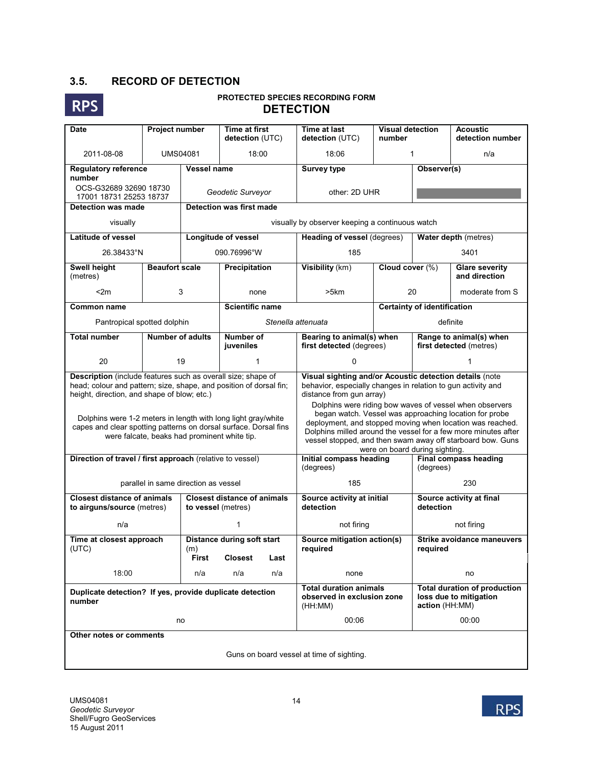## 3.5. RECORD OF DETECTION

RPS

**PROTECTED SPECIES RECORDING FORM**

**DETECTION**

| Date | Project number | Time at first detection (UTC) | Time at last detection (UTC) | Visual detection number | Acoustic detection number |
|---|---|---|---|---|---|
| 2011-08-08 | UMS04081 | 18:00 | 18:06 | 1 | n/a |

| Regulatory reference number | Vessel name | Survey type | Observer(s) |
|---|---|---|---|
| OCS-G32689 32690 18730 17001 18731 25253 18737 | *Geodetic Surveyor* | other: 2D UHR | |

| Detection was made | Detection was first made |
|---|---|
| visually | visually by observer keeping a continuous watch |

| Latitude of vessel | Longitude of vessel | Heading of vessel (degrees) | Water depth (metres) |
|---|---|---|---|
| 26.38433°N | 090.76996°W | 185 | 3401 |

| Swell height (metres) | Beaufort scale | Precipitation | Visibility (km) | Cloud cover (%) | Glare severity and direction |
|---|---|---|---|---|---|
| <2m | 3 | none | >5km | 20 | moderate from S |

| Common name | Scientific name | Certainty of identification |
|---|---|---|
| Pantropical spotted dolphin | *Stenella attenuata* | definite |

| Total number | Number of adults | Number of juveniles | Bearing to animal(s) when first detected (degrees) | Range to animal(s) when first detected (metres) |
|---|---|---|---|---|
| 20 | 19 | 1 | 0 | 1 |

| Description (include features such as overall size; shape of head; colour and pattern; size, shape, and position of dorsal fin; height, direction, and shape of blow; etc.) | Visual sighting and/or Acoustic detection details (note behavior, especially changes in relation to gun activity and distance from gun array) |
|---|---|
| Dolphins were 1-2 meters in length with long light gray/white capes and clear spotting patterns on dorsal surface. Dorsal fins were falcate, beaks had prominent white tip. | Dolphins were riding bow waves of vessel when observers began watch. Vessel was approaching location for probe deployment, and stopped moving when location was reached. Dolphins milled around the vessel for a few more minutes after vessel stopped, and then swam away off starboard bow. Guns were on board during sighting. |

| Direction of travel / first approach (relative to vessel) | Initial compass heading (degrees) | Final compass heading (degrees) |
|---|---|---|
| parallel in same direction as vessel | 185 | 230 |

| Closest distance of animals to airguns/source (metres) | Closest distance of animals to vessel (metres) | Source activity at initial detection | Source activity at final detection |
|---|---|---|---|
| n/a | 1 | not firing | not firing |

| Time at closest approach (UTC) | Distance during soft start (m) First | Closest | Last | Source mitigation action(s) required | Strike avoidance maneuvers required |
|---|---|---|---|---|---|
| 18:00 | n/a | n/a | n/a | none | no |

| Duplicate detection? If yes, provide duplicate detection number | Total duration animals observed in exclusion zone (HH:MM) | Total duration of production loss due to mitigation action (HH:MM) |
|---|---|---|
| no | 00:06 | 00:00 |

**Other notes or comments**

Guns on board vessel at time of sighting.

UMS04081
*Geodetic Surveyor*
Shell/Fugro GeoServices
15 August 2011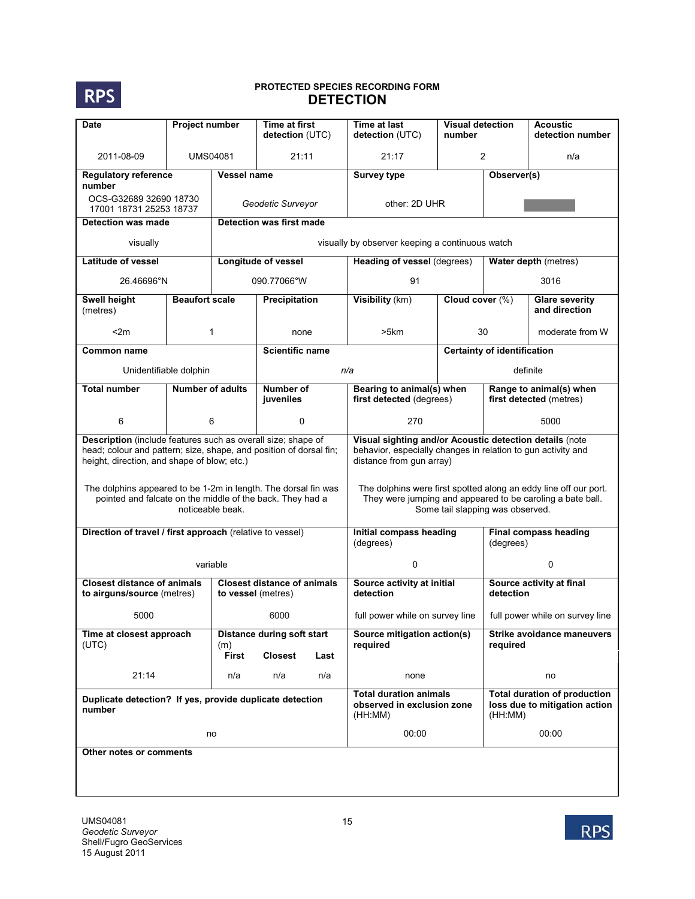RPS

**PROTECTED SPECIES RECORDING FORM**

## DETECTION

| Date | Project number | Time at first detection (UTC) | Time at last detection (UTC) | Visual detection number | Acoustic detection number |
|---|---|---|---|---|---|
| 2011-08-09 | UMS04081 | 21:11 | 21:17 | 2 | n/a |

| Regulatory reference number | Vessel name | Survey type | Observer(s) |
|---|---|---|---|
| OCS-G32689 32690 18730 17001 18731 25253 18737 | *Geodetic Surveyor* | other: 2D UHR | |

| Detection was made | Detection was first made |
|---|---|
| visually | visually by observer keeping a continuous watch |

| Latitude of vessel | Longitude of vessel | Heading of vessel (degrees) | Water depth (metres) |
|---|---|---|---|
| 26.46696°N | 090.77066°W | 91 | 3016 |

| Swell height (metres) | Beaufort scale | Precipitation | Visibility (km) | Cloud cover (%) | Glare severity and direction |
|---|---|---|---|---|---|
| <2m | 1 | none | >5km | 30 | moderate from W |

| Common name | Scientific name | Certainty of identification |
|---|---|---|
| Unidentifiable dolphin | *n/a* | definite |

| Total number | Number of adults | Number of juveniles | Bearing to animal(s) when first detected (degrees) | Range to animal(s) when first detected (metres) |
|---|---|---|---|---|
| 6 | 6 | 0 | 270 | 5000 |

| Description (include features such as overall size; shape of head; colour and pattern; size, shape, and position of dorsal fin; height, direction, and shape of blow; etc.) | Visual sighting and/or Acoustic detection details (note behavior, especially changes in relation to gun activity and distance from gun array) |
|---|---|
| The dolphins appeared to be 1-2m in length. The dorsal fin was pointed and falcate on the middle of the back. They had a noticeable beak. | The dolphins were first spotted along an eddy line off our port. They were jumping and appeared to be caroling a bate ball. Some tail slapping was observed. |

| Direction of travel / first approach (relative to vessel) | Initial compass heading (degrees) | Final compass heading (degrees) |
|---|---|---|
| variable | 0 | 0 |

| Closest distance of animals to airguns/source (metres) | Closest distance of animals to vessel (metres) | Source activity at initial detection | Source activity at final detection |
|---|---|---|---|
| 5000 | 6000 | full power while on survey line | full power while on survey line |

| Time at closest approach (UTC) | Distance during soft start (m) First | Closest | Last | Source mitigation action(s) required | Strike avoidance maneuvers required |
|---|---|---|---|---|---|
| 21:14 | n/a | n/a | n/a | none | no |

| Duplicate detection? If yes, provide duplicate detection number | Total duration animals observed in exclusion zone (HH:MM) | Total duration of production loss due to mitigation action (HH:MM) |
|---|---|---|
| no | 00:00 | 00:00 |

**Other notes or comments**